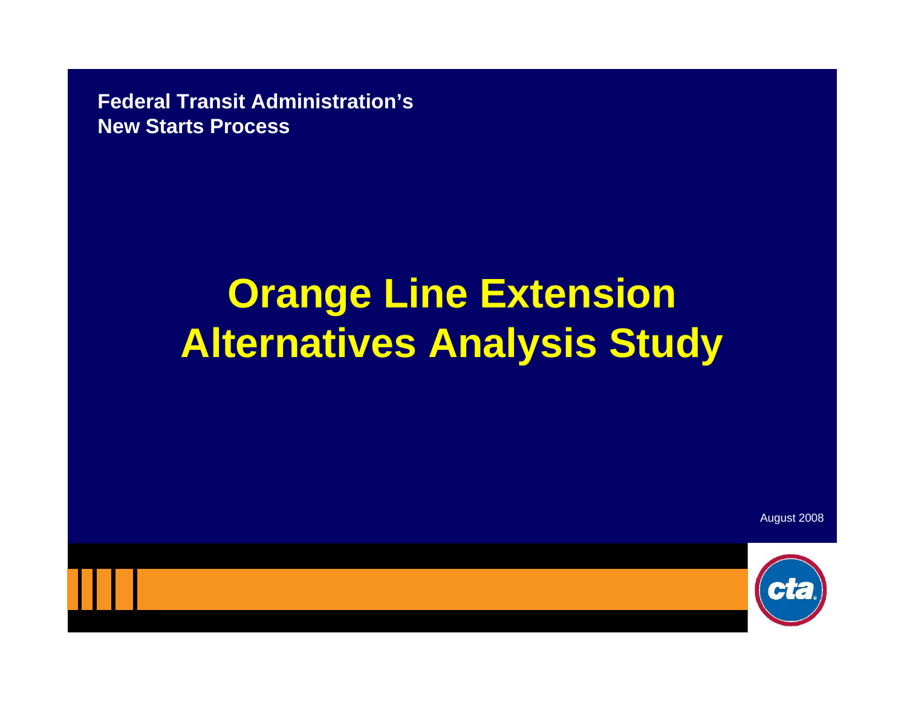**Federal Transit Administration's**
**New Starts Process**

# Orange Line Extension Alternatives Analysis Study

August 2008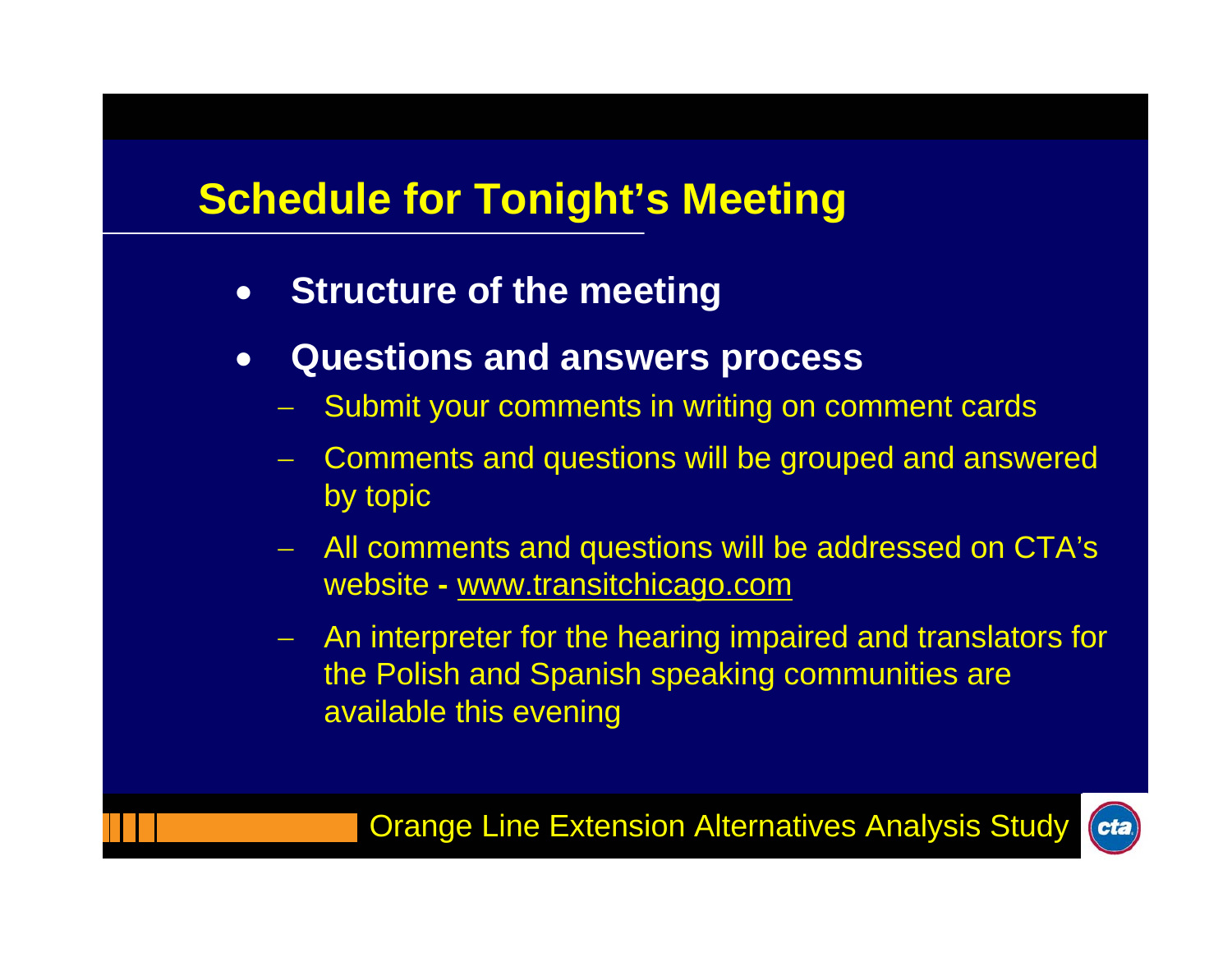## Schedule for Tonight's Meeting

- **Structure of the meeting**
- **Questions and answers process**
  - Submit your comments in writing on comment cards
  - Comments and questions will be grouped and answered by topic
  - All comments and questions will be addressed on CTA's website **-** www.transitchicago.com
  - An interpreter for the hearing impaired and translators for the Polish and Spanish speaking communities are available this evening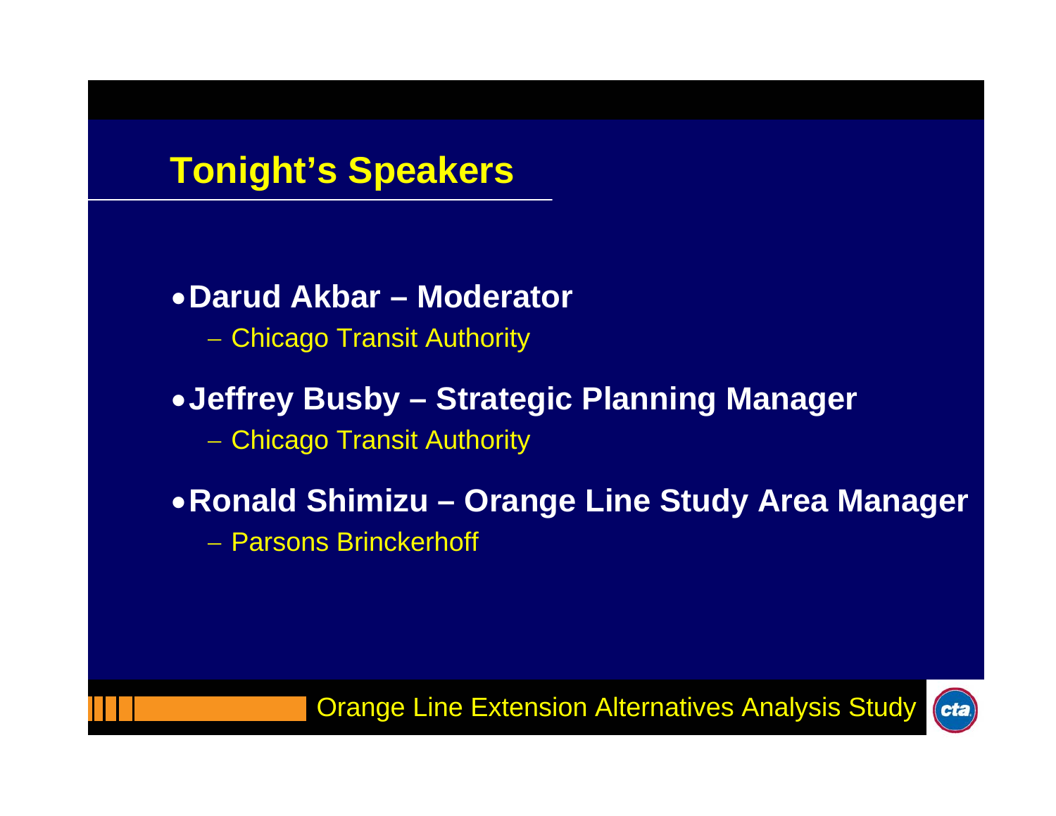# Tonight's Speakers

- **Darud Akbar – Moderator**
  - Chicago Transit Authority
- **Jeffrey Busby – Strategic Planning Manager**
  - Chicago Transit Authority
- **Ronald Shimizu – Orange Line Study Area Manager**
  - Parsons Brinckerhoff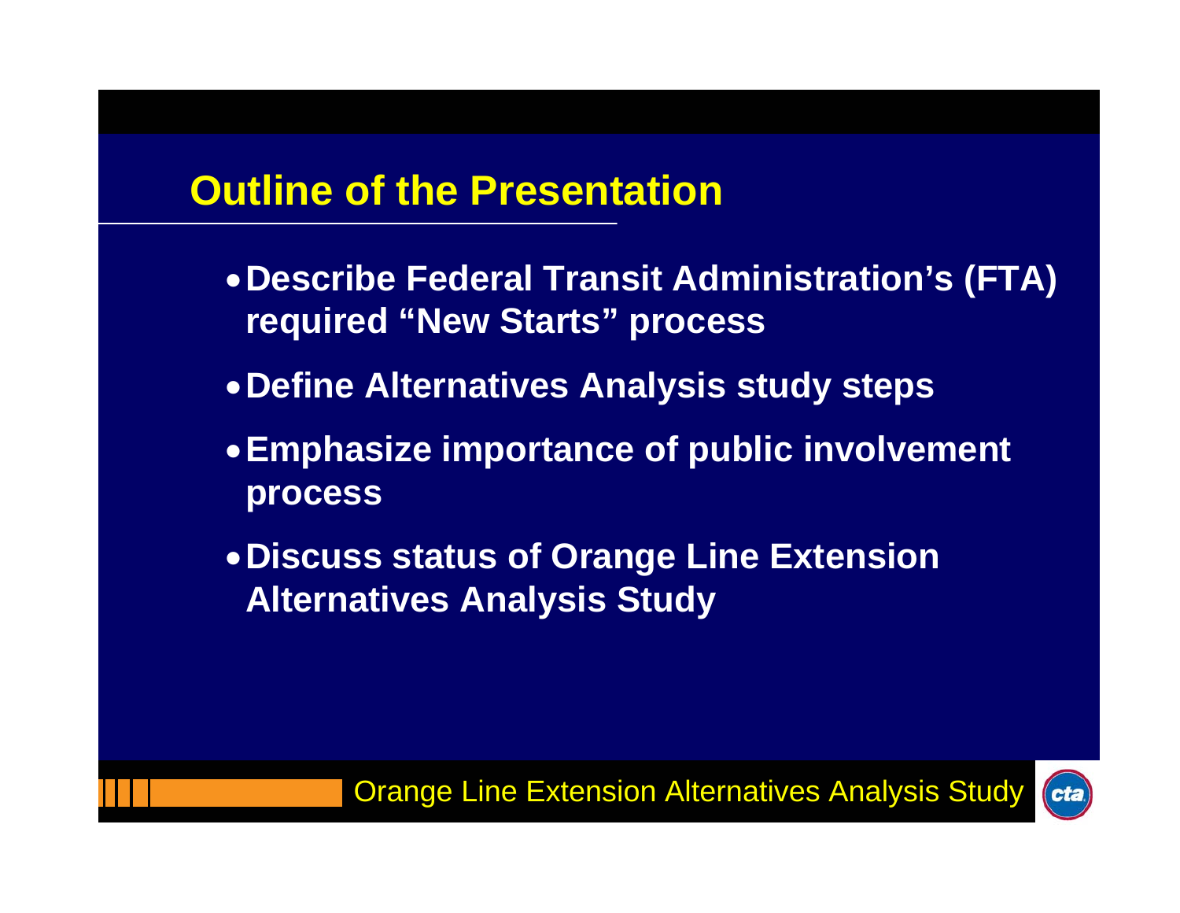## Outline of the Presentation

- **Describe Federal Transit Administration's (FTA) required "New Starts" process**
- **Define Alternatives Analysis study steps**
- **Emphasize importance of public involvement process**
- **Discuss status of Orange Line Extension Alternatives Analysis Study**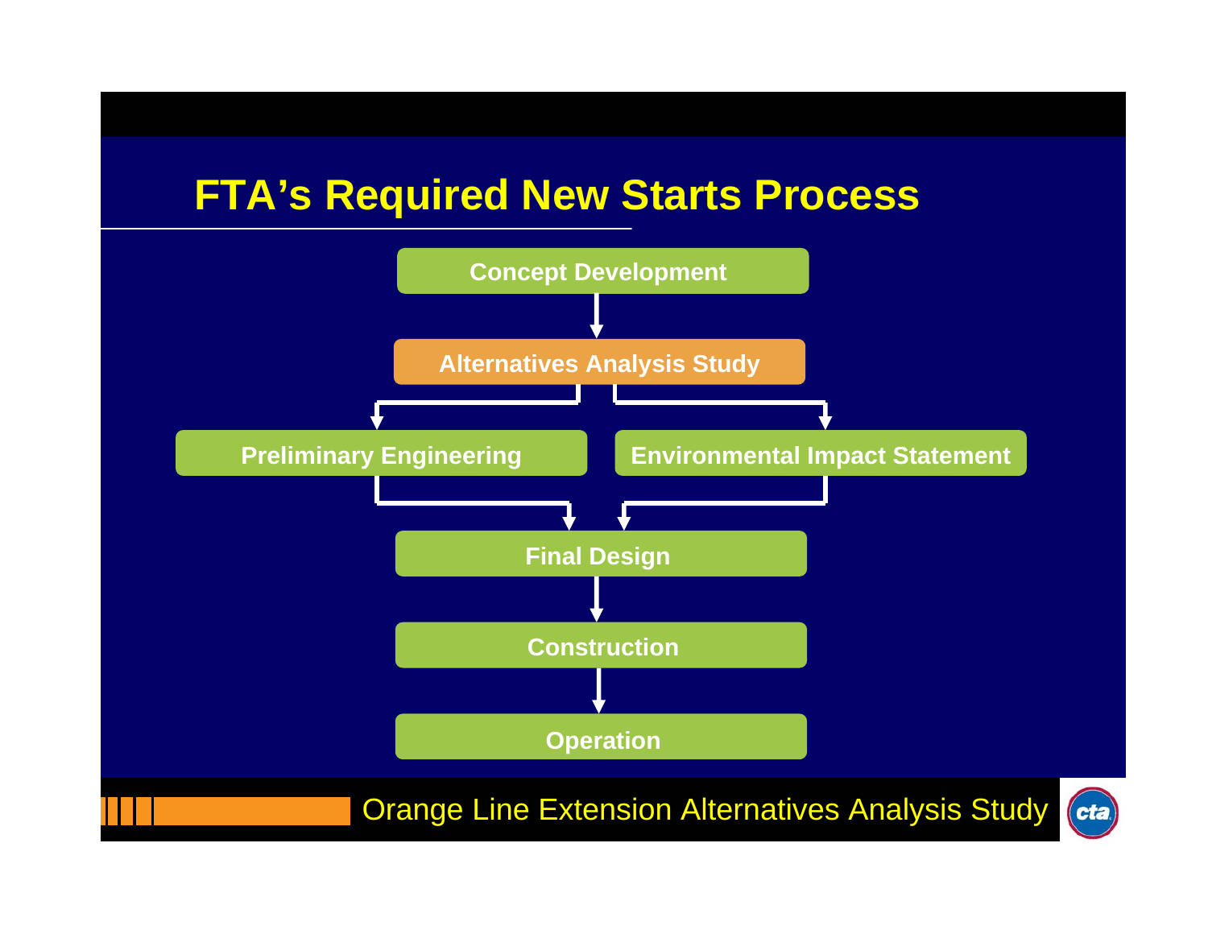# FTA's Required New Starts Process

- Concept Development
- Alternatives Analysis Study
- Preliminary Engineering
- Environmental Impact Statement
- Final Design
- Construction
- Operation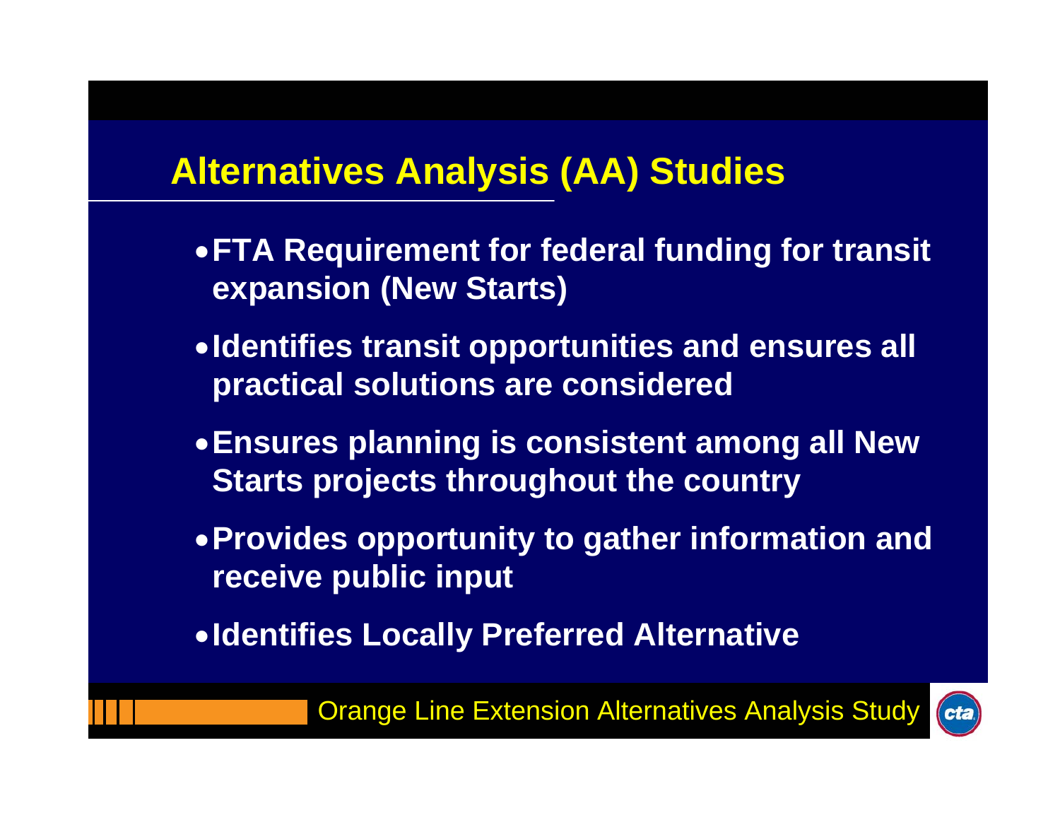# Alternatives Analysis (AA) Studies

- **FTA Requirement for federal funding for transit expansion (New Starts)**
- **Identifies transit opportunities and ensures all practical solutions are considered**
- **Ensures planning is consistent among all New Starts projects throughout the country**
- **Provides opportunity to gather information and receive public input**
- **Identifies Locally Preferred Alternative**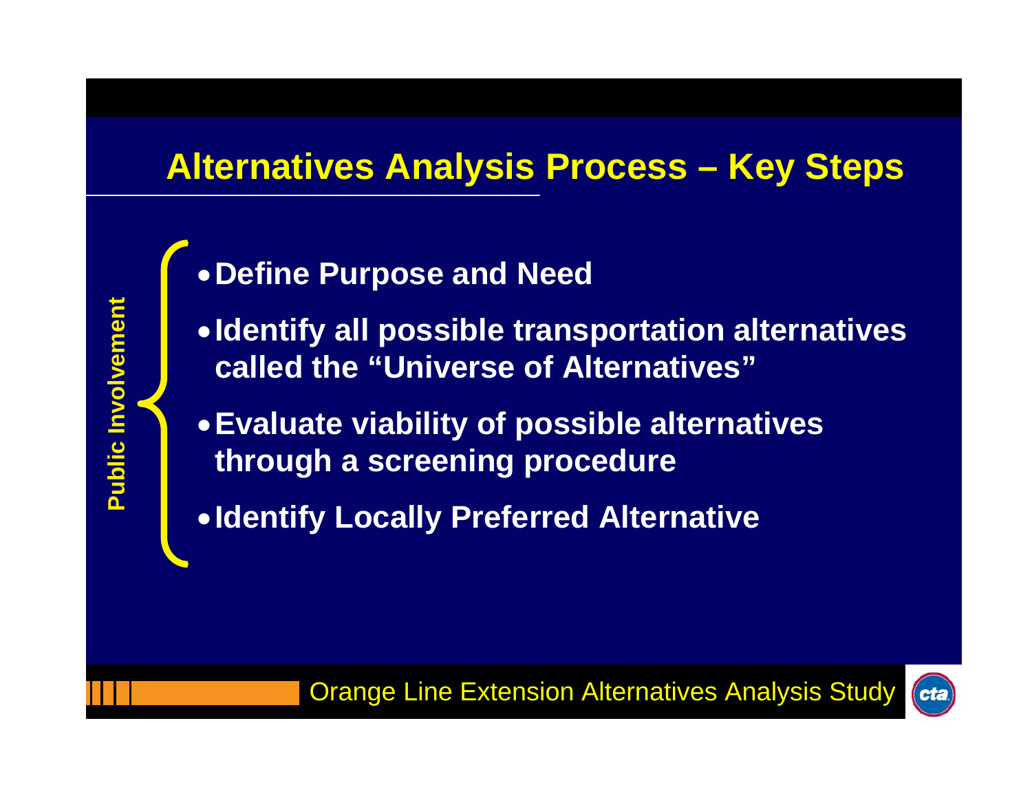## Alternatives Analysis Process – Key Steps

Public Involvement

- **Define Purpose and Need**
- **Identify all possible transportation alternatives called the "Universe of Alternatives"**
- **Evaluate viability of possible alternatives through a screening procedure**
- **Identify Locally Preferred Alternative**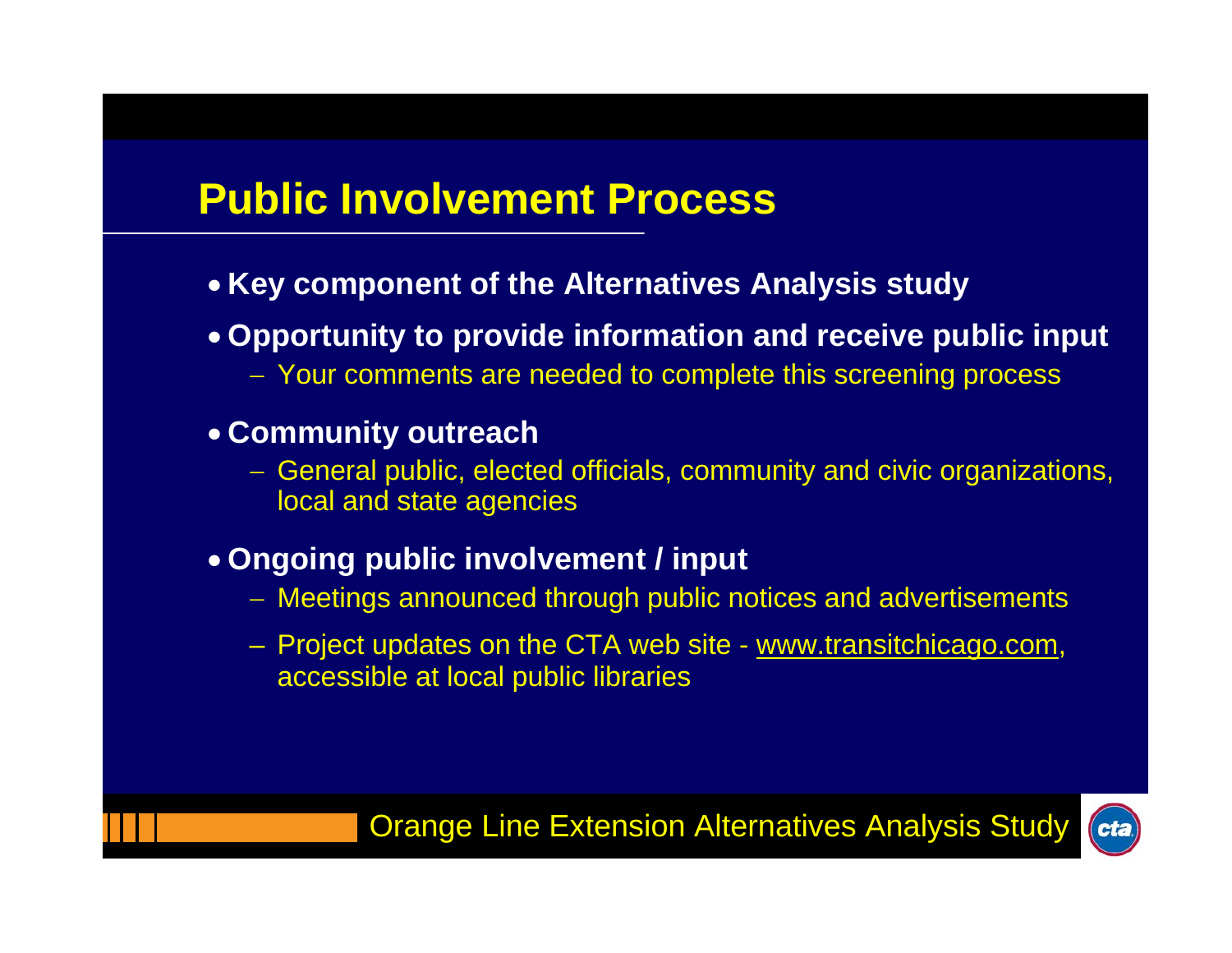# Public Involvement Process

- **Key component of the Alternatives Analysis study**
- **Opportunity to provide information and receive public input**
  - Your comments are needed to complete this screening process
- **Community outreach**
  - General public, elected officials, community and civic organizations, local and state agencies
- **Ongoing public involvement / input**
  - Meetings announced through public notices and advertisements
  - Project updates on the CTA web site - www.transitchicago.com, accessible at local public libraries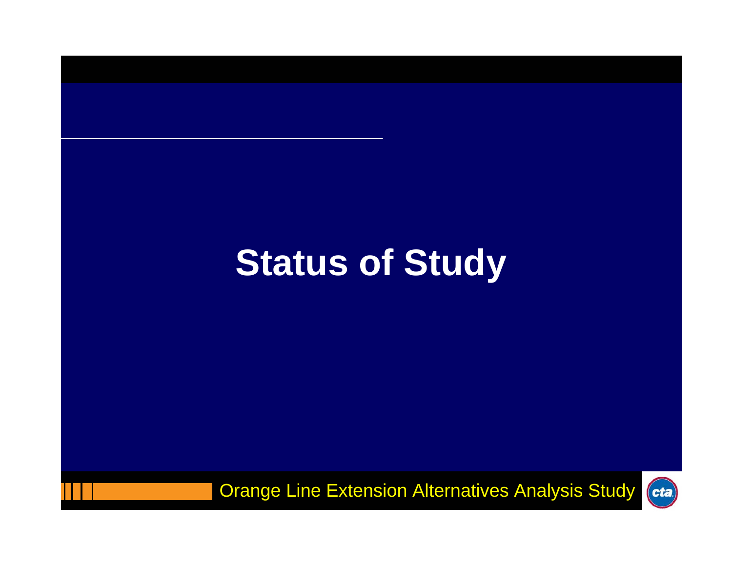# Status of Study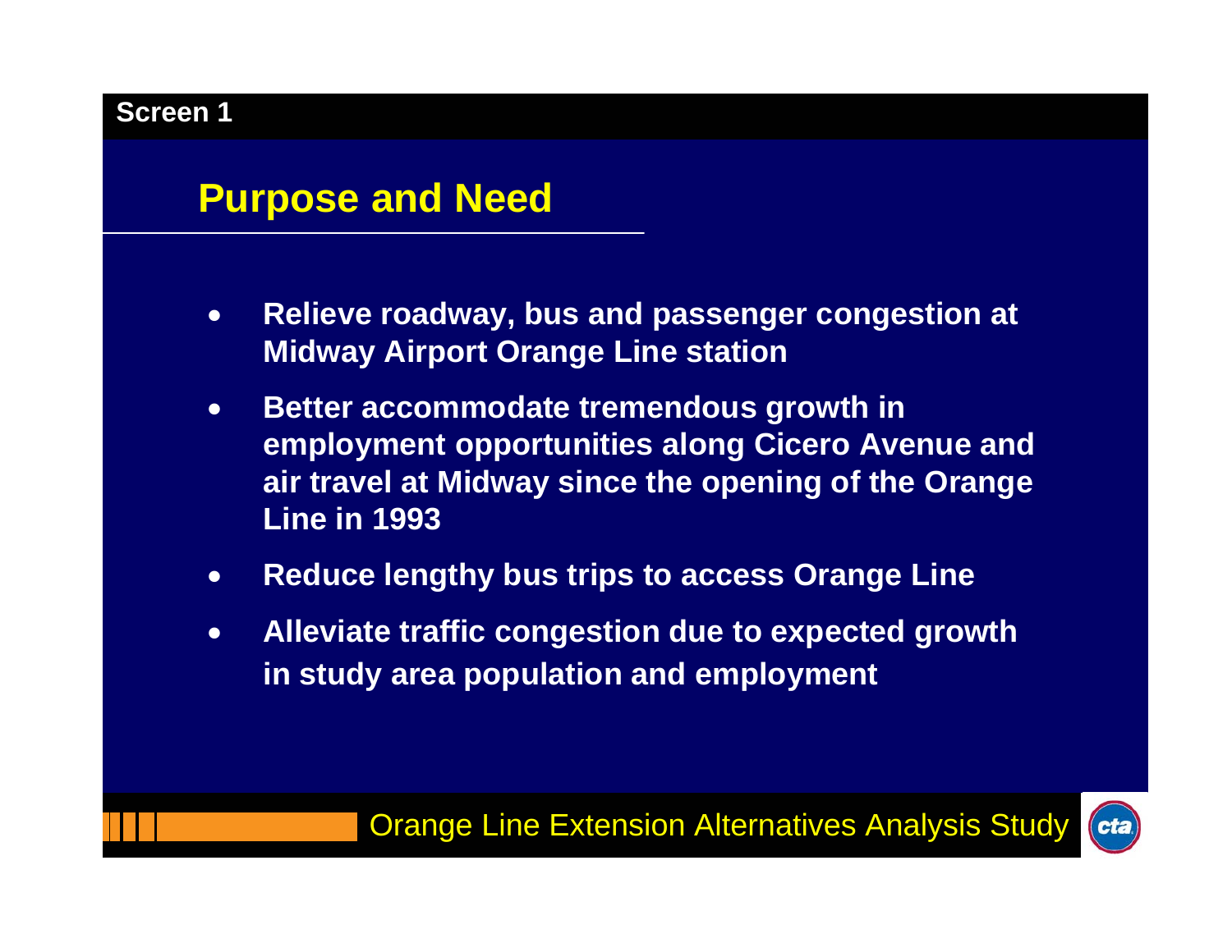Screen 1

## Purpose and Need

- Relieve roadway, bus and passenger congestion at Midway Airport Orange Line station
- Better accommodate tremendous growth in employment opportunities along Cicero Avenue and air travel at Midway since the opening of the Orange Line in 1993
- Reduce lengthy bus trips to access Orange Line
- Alleviate traffic congestion due to expected growth in study area population and employment

Orange Line Extension Alternatives Analysis Study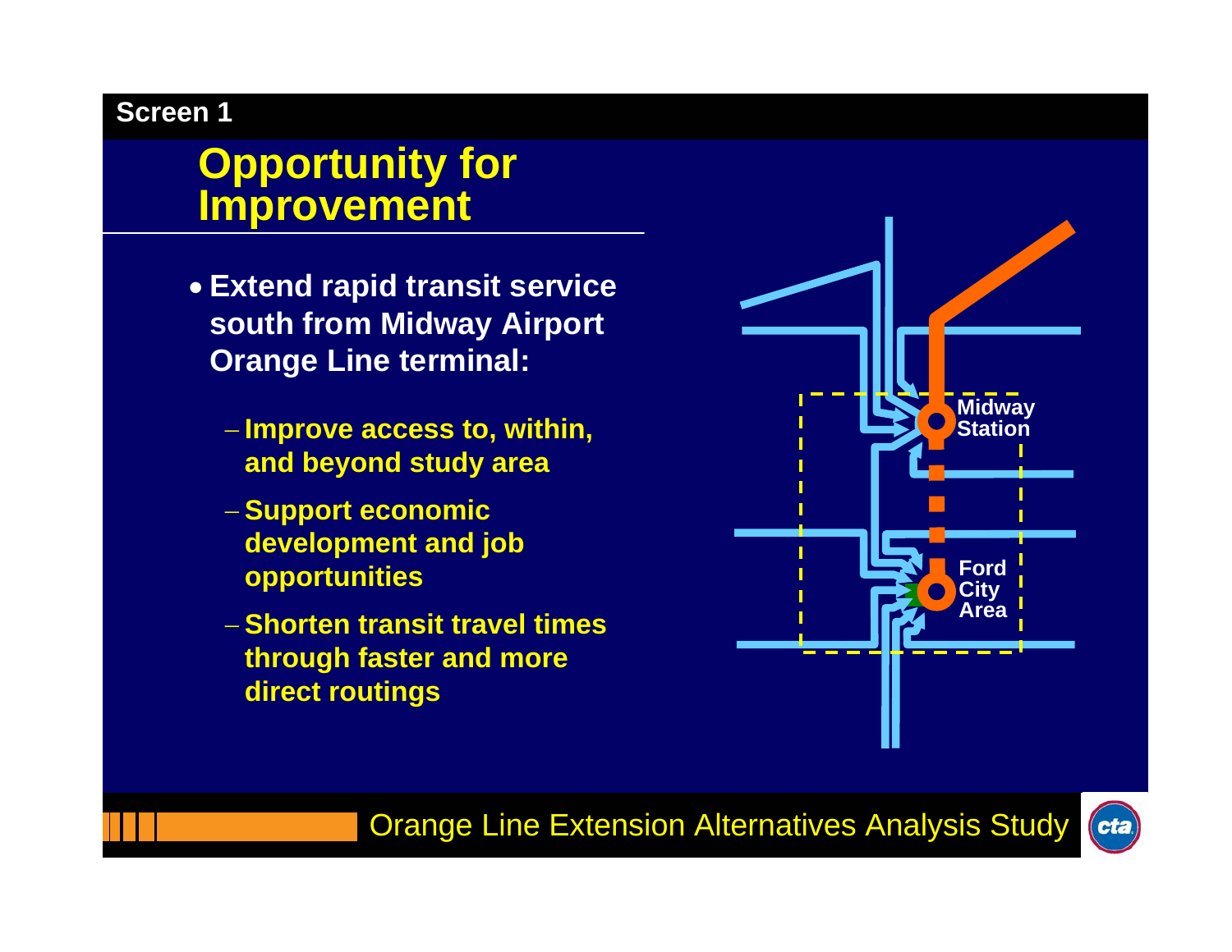Screen 1

# Opportunity for Improvement

- **Extend rapid transit service south from Midway Airport Orange Line terminal:**
  - **Improve access to, within, and beyond study area**
  - **Support economic development and job opportunities**
  - **Shorten transit travel times through faster and more direct routings**

Midway Station

Ford City Area

Orange Line Extension Alternatives Analysis Study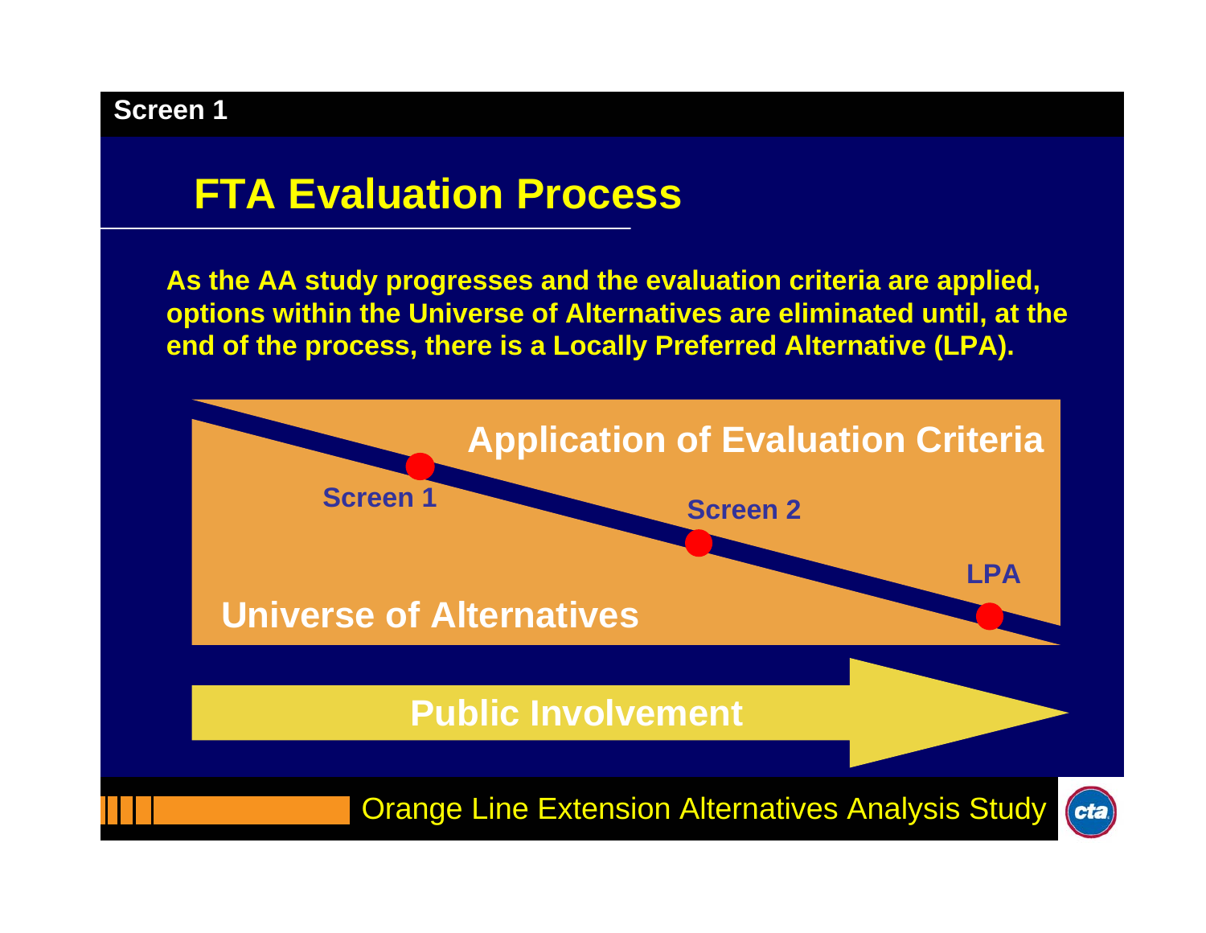Screen 1

# FTA Evaluation Process

**As the AA study progresses and the evaluation criteria are applied, options within the Universe of Alternatives are eliminated until, at the end of the process, there is a Locally Preferred Alternative (LPA).**

Application of Evaluation Criteria

Screen 1

Screen 2

LPA

Universe of Alternatives

Public Involvement

Orange Line Extension Alternatives Analysis Study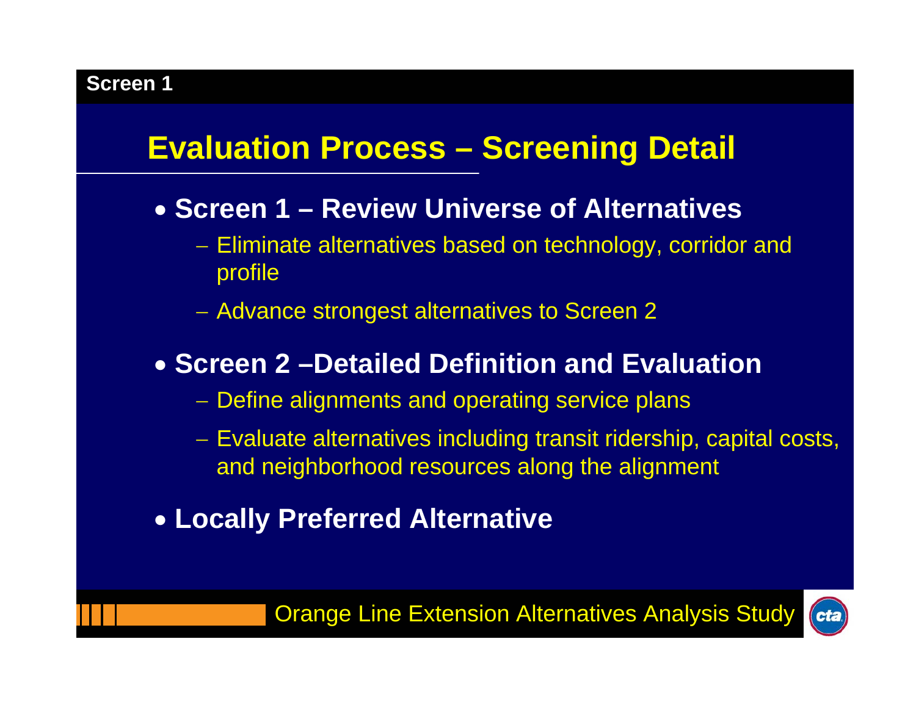Screen 1

# Evaluation Process – Screening Detail

- **Screen 1 – Review Universe of Alternatives**
  - Eliminate alternatives based on technology, corridor and profile
  - Advance strongest alternatives to Screen 2
- **Screen 2 –Detailed Definition and Evaluation**
  - Define alignments and operating service plans
  - Evaluate alternatives including transit ridership, capital costs, and neighborhood resources along the alignment
- **Locally Preferred Alternative**

Orange Line Extension Alternatives Analysis Study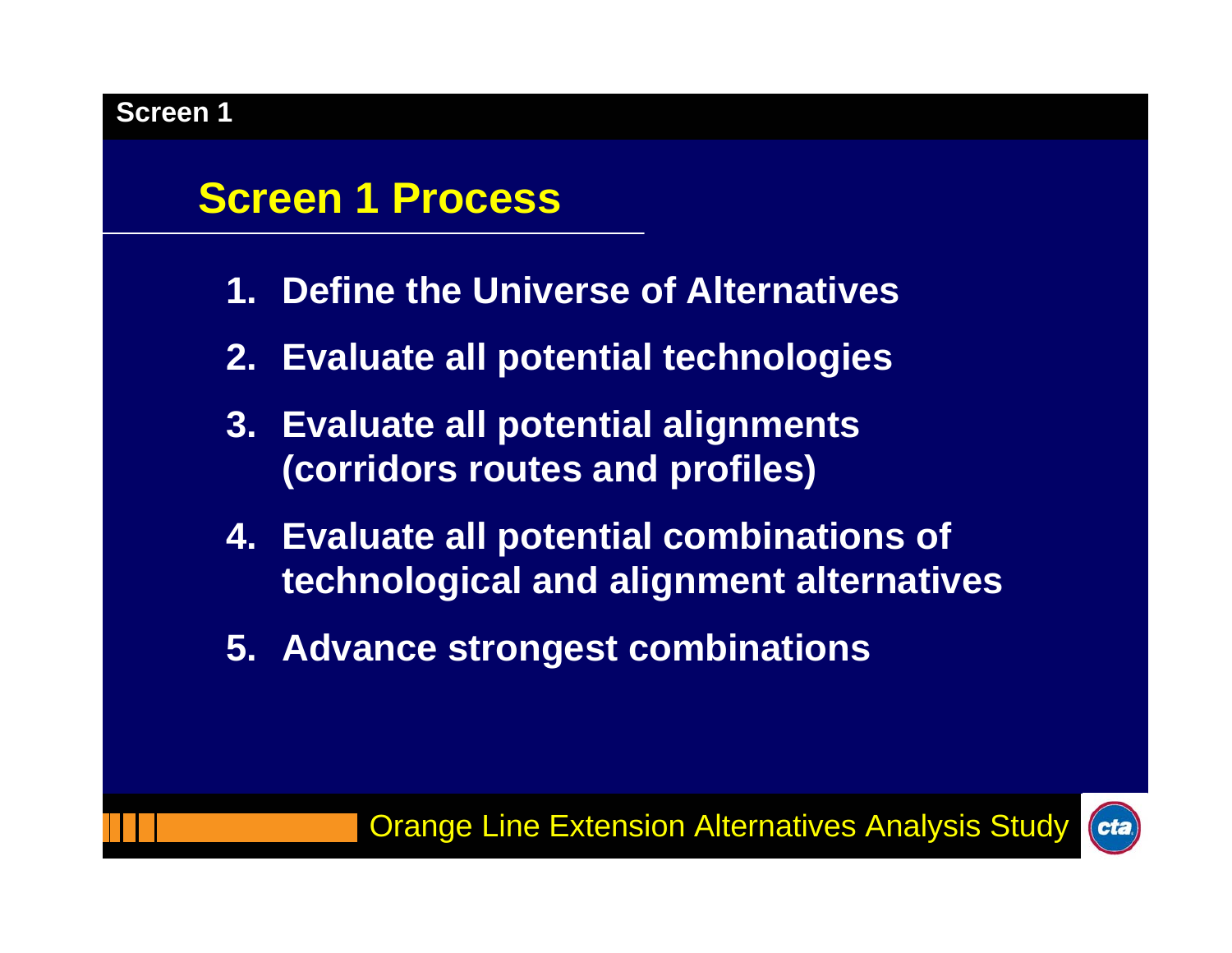Screen 1

# Screen 1 Process

1. **Define the Universe of Alternatives**
2. **Evaluate all potential technologies**
3. **Evaluate all potential alignments (corridors routes and profiles)**
4. **Evaluate all potential combinations of technological and alignment alternatives**
5. **Advance strongest combinations**

Orange Line Extension Alternatives Analysis Study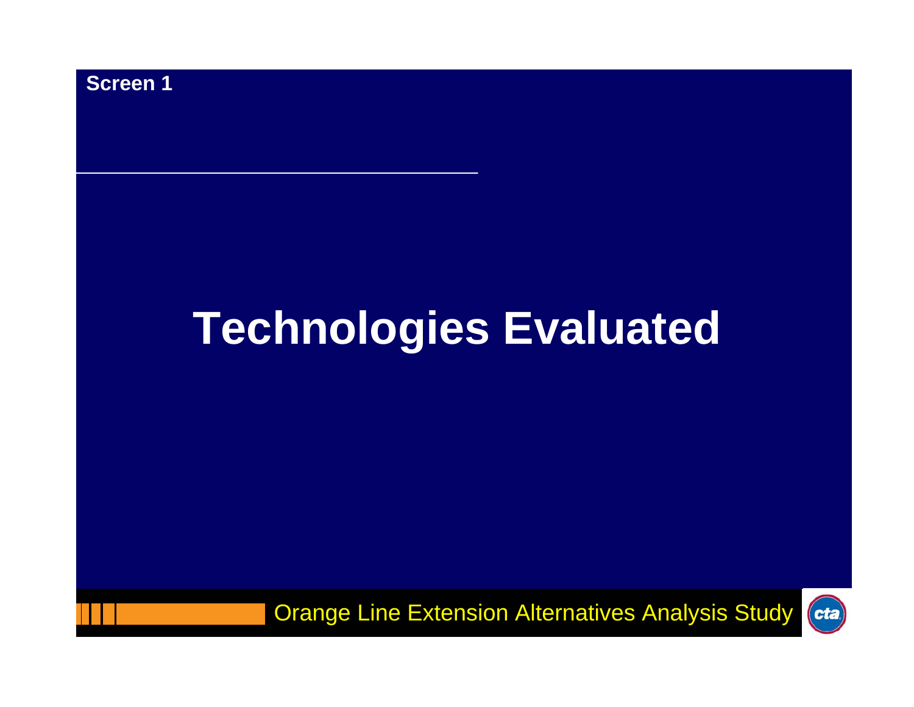Screen 1

# Technologies Evaluated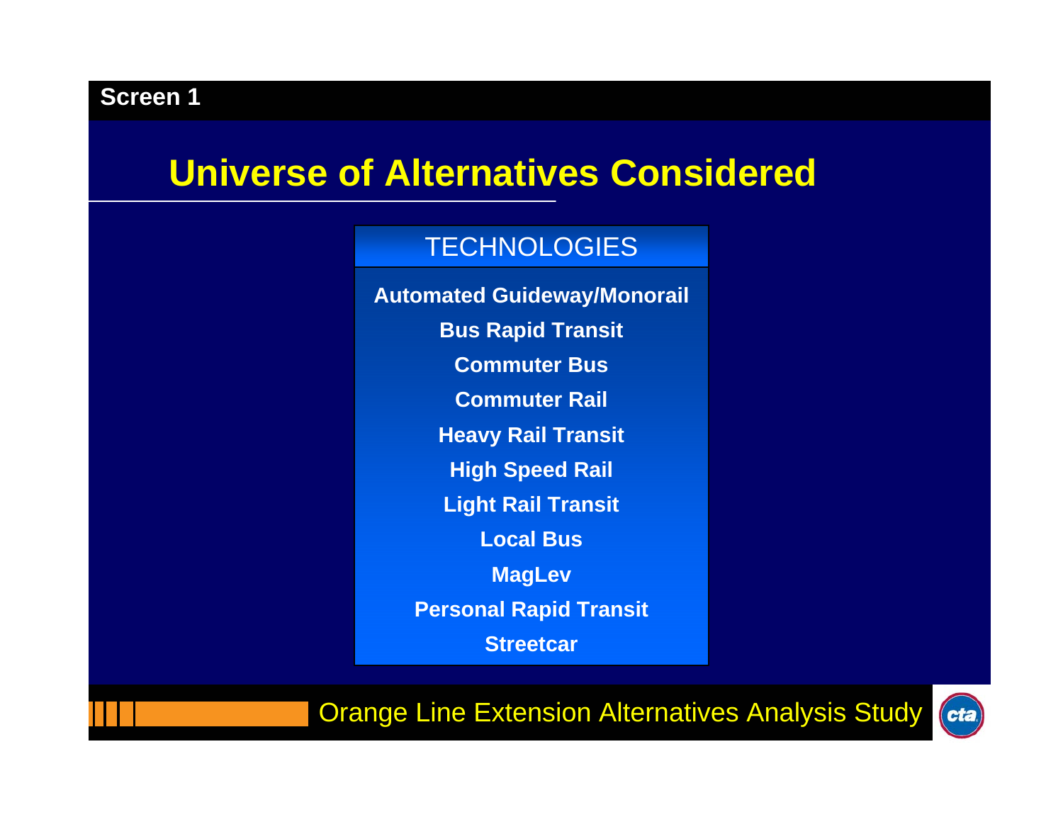Screen 1

# Universe of Alternatives Considered

| TECHNOLOGIES |
| --- |
| **Automated Guideway/Monorail** |
| **Bus Rapid Transit** |
| **Commuter Bus** |
| **Commuter Rail** |
| **Heavy Rail Transit** |
| **High Speed Rail** |
| **Light Rail Transit** |
| **Local Bus** |
| **MagLev** |
| **Personal Rapid Transit** |
| **Streetcar** |

Orange Line Extension Alternatives Analysis Study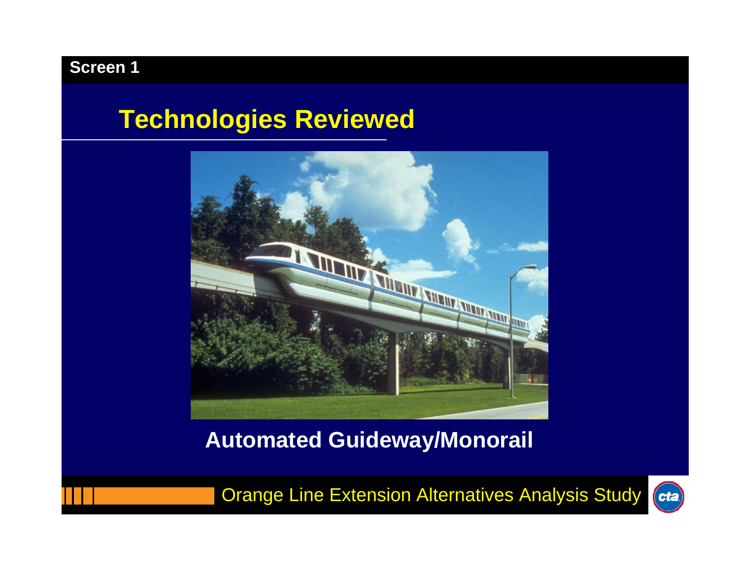Screen 1

## Technologies Reviewed

**Automated Guideway/Monorail**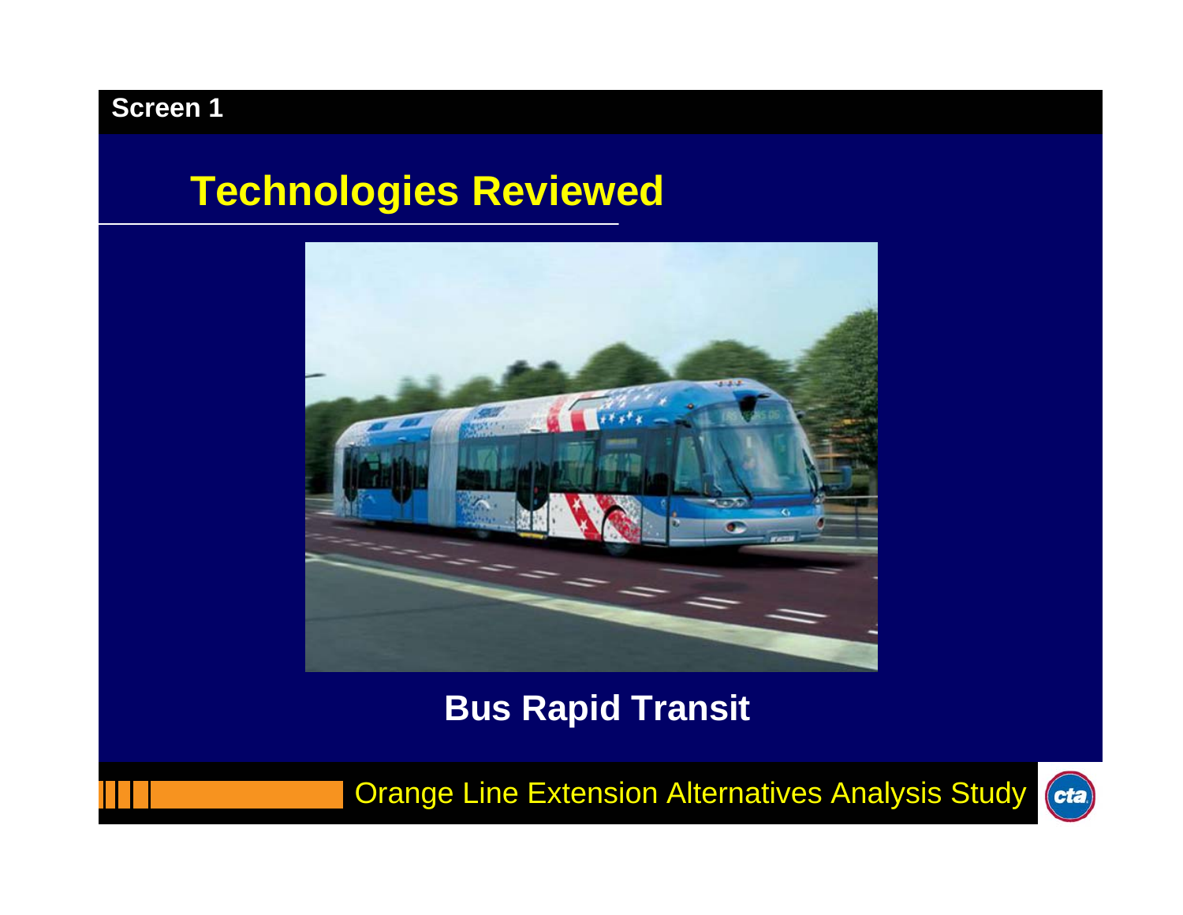Screen 1

# Technologies Reviewed

**Bus Rapid Transit**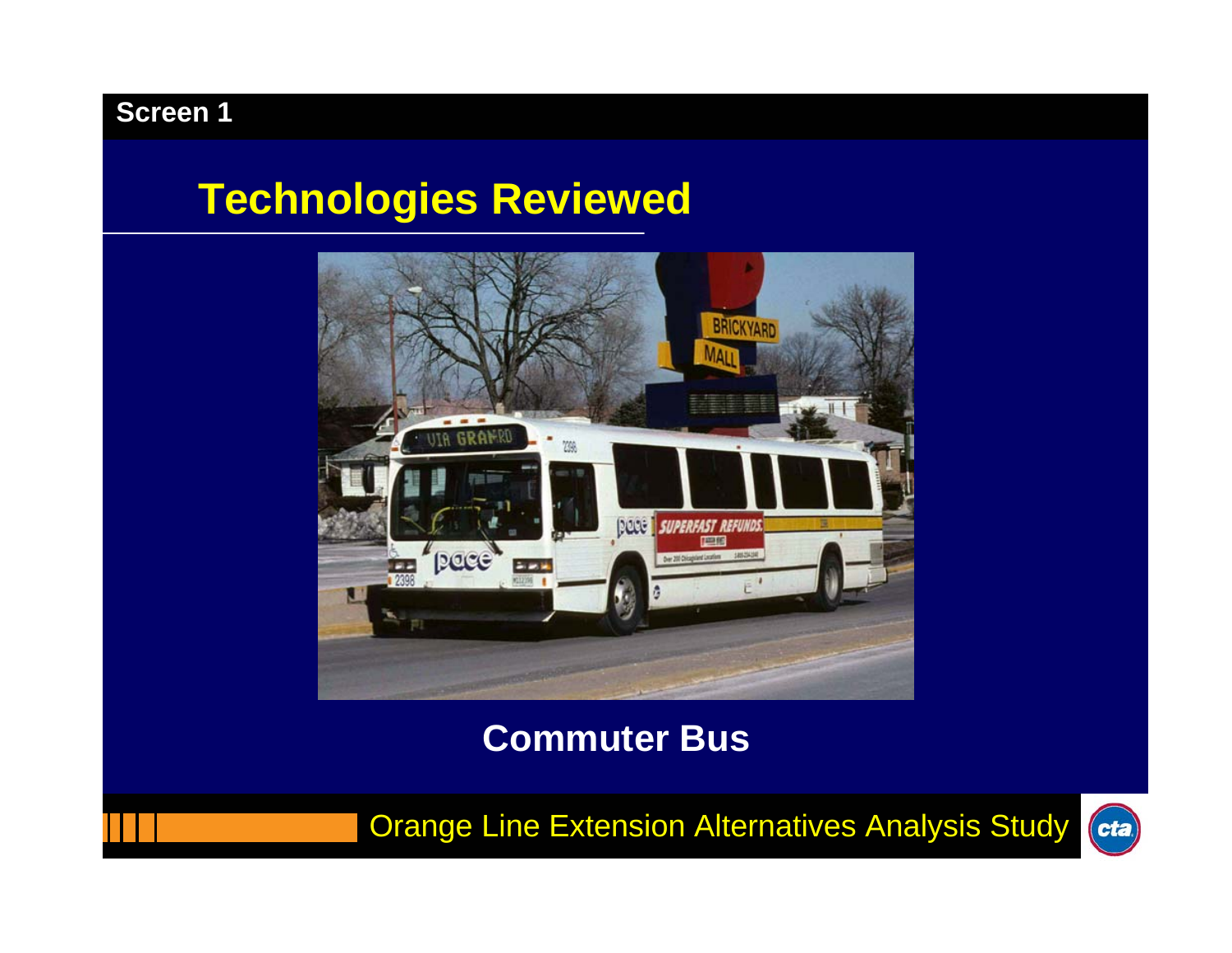Screen 1

# Technologies Reviewed

Commuter Bus

Orange Line Extension Alternatives Analysis Study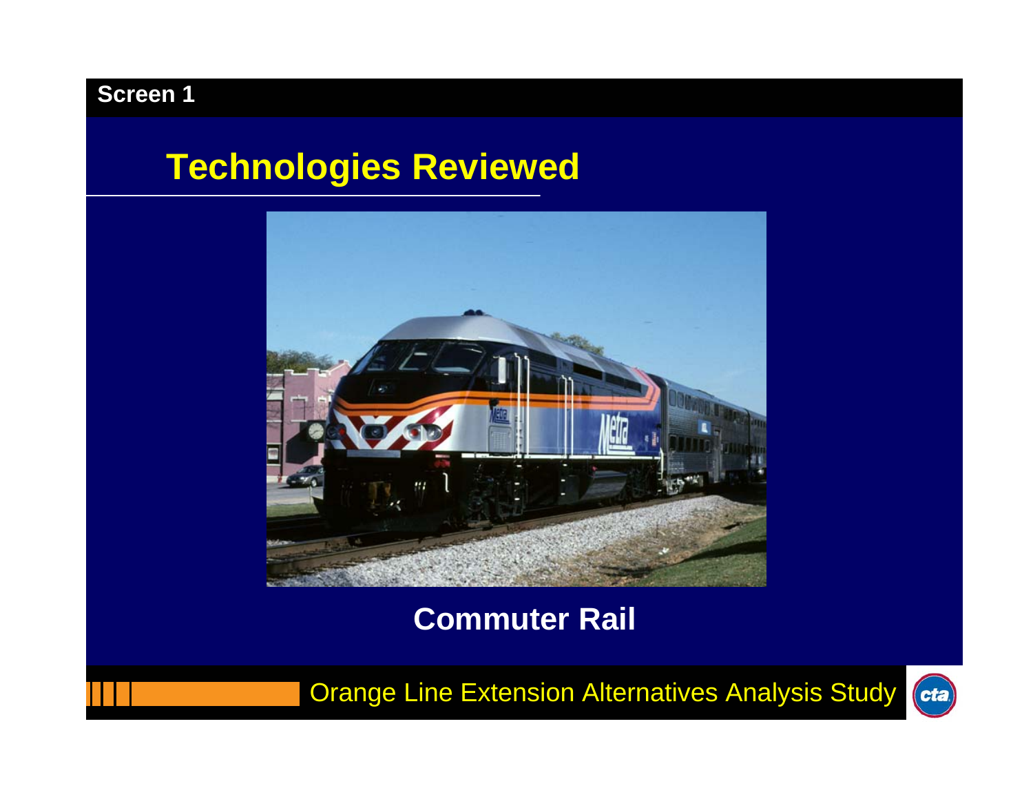Screen 1

# Technologies Reviewed

Commuter Rail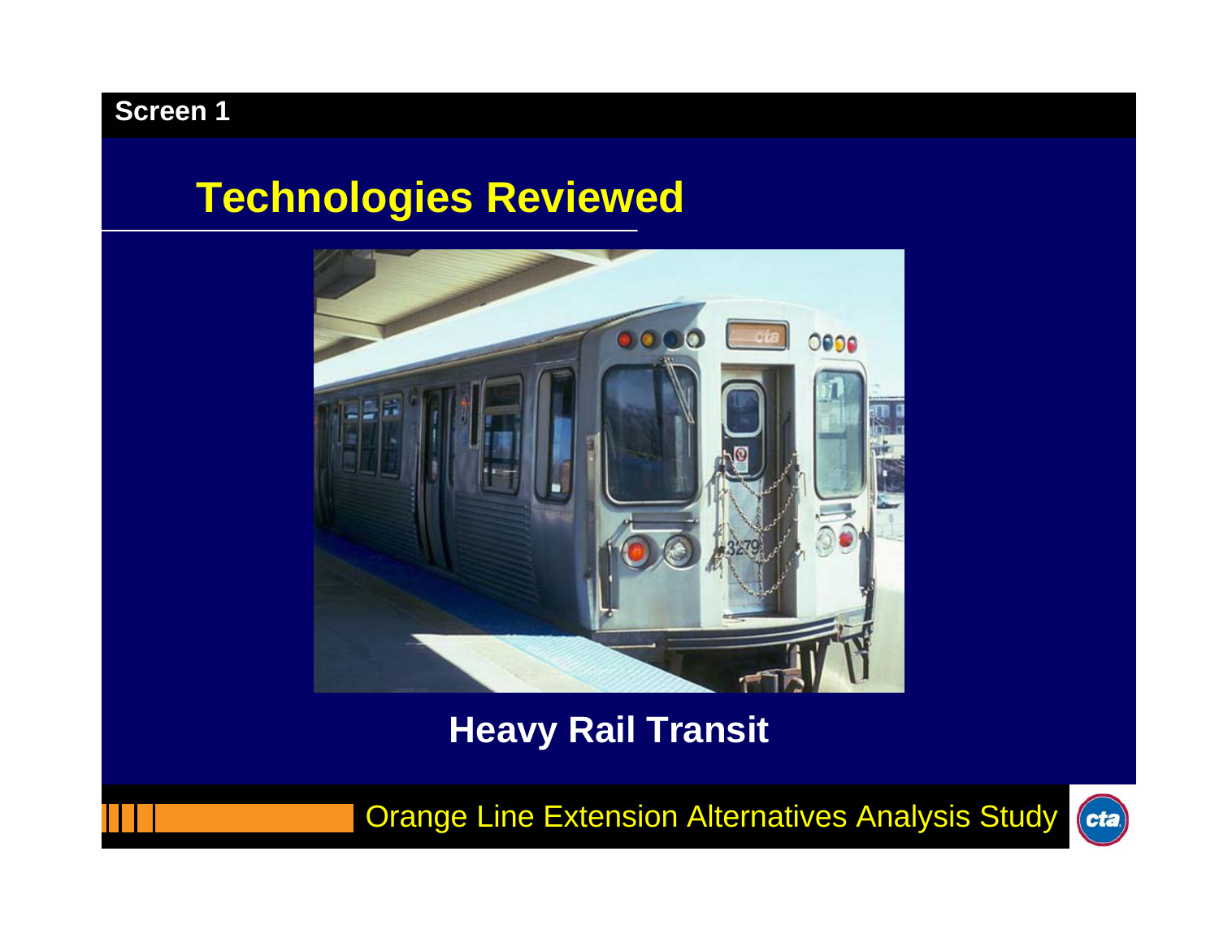Screen 1

# Technologies Reviewed

Heavy Rail Transit

Orange Line Extension Alternatives Analysis Study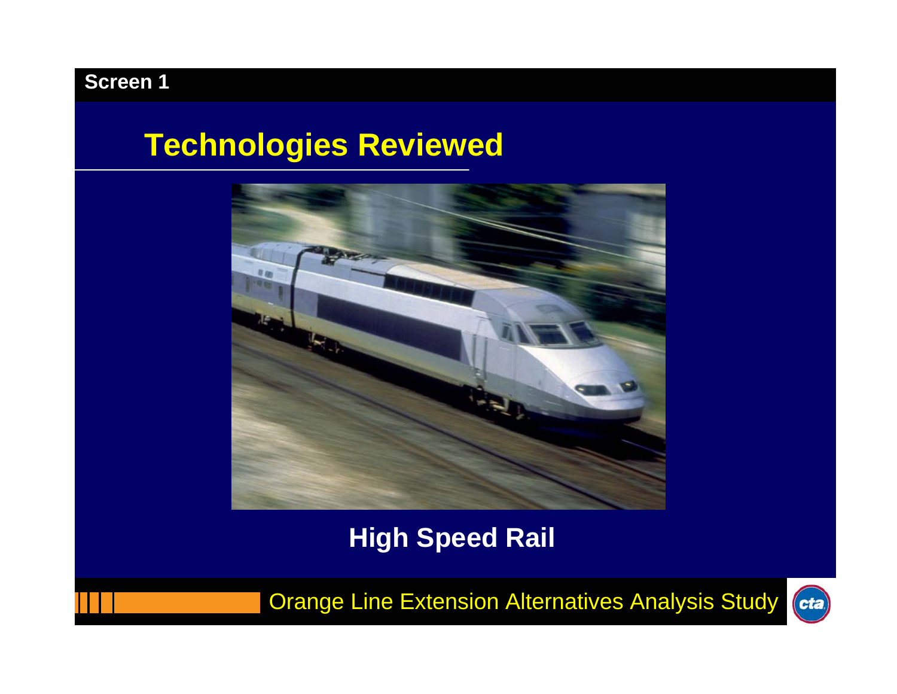Screen 1

# Technologies Reviewed

High Speed Rail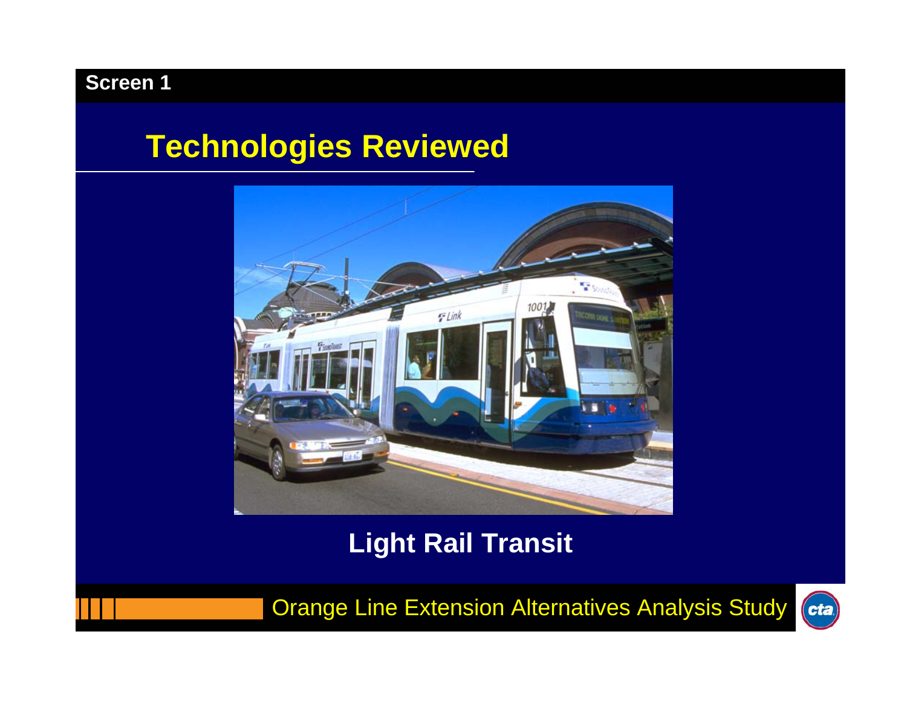Screen 1

## Technologies Reviewed

**Light Rail Transit**

Orange Line Extension Alternatives Analysis Study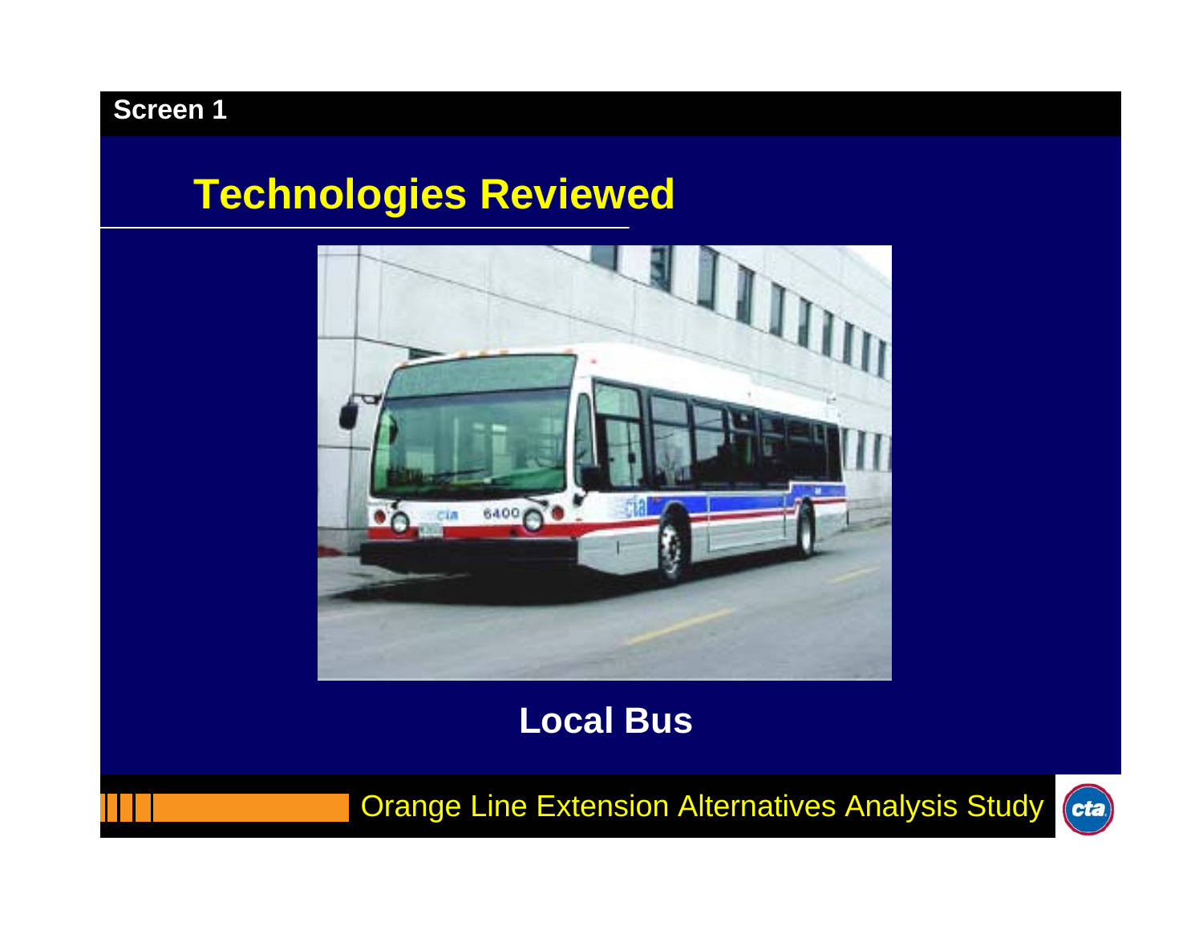Screen 1

# Technologies Reviewed

Local Bus

Orange Line Extension Alternatives Analysis Study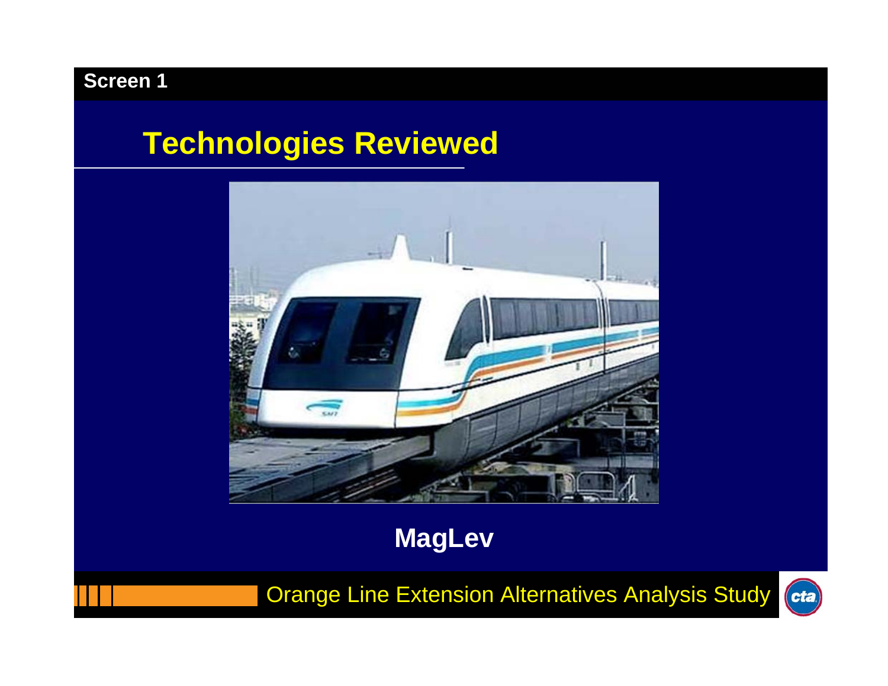Screen 1

# Technologies Reviewed

**MagLev**

Orange Line Extension Alternatives Analysis Study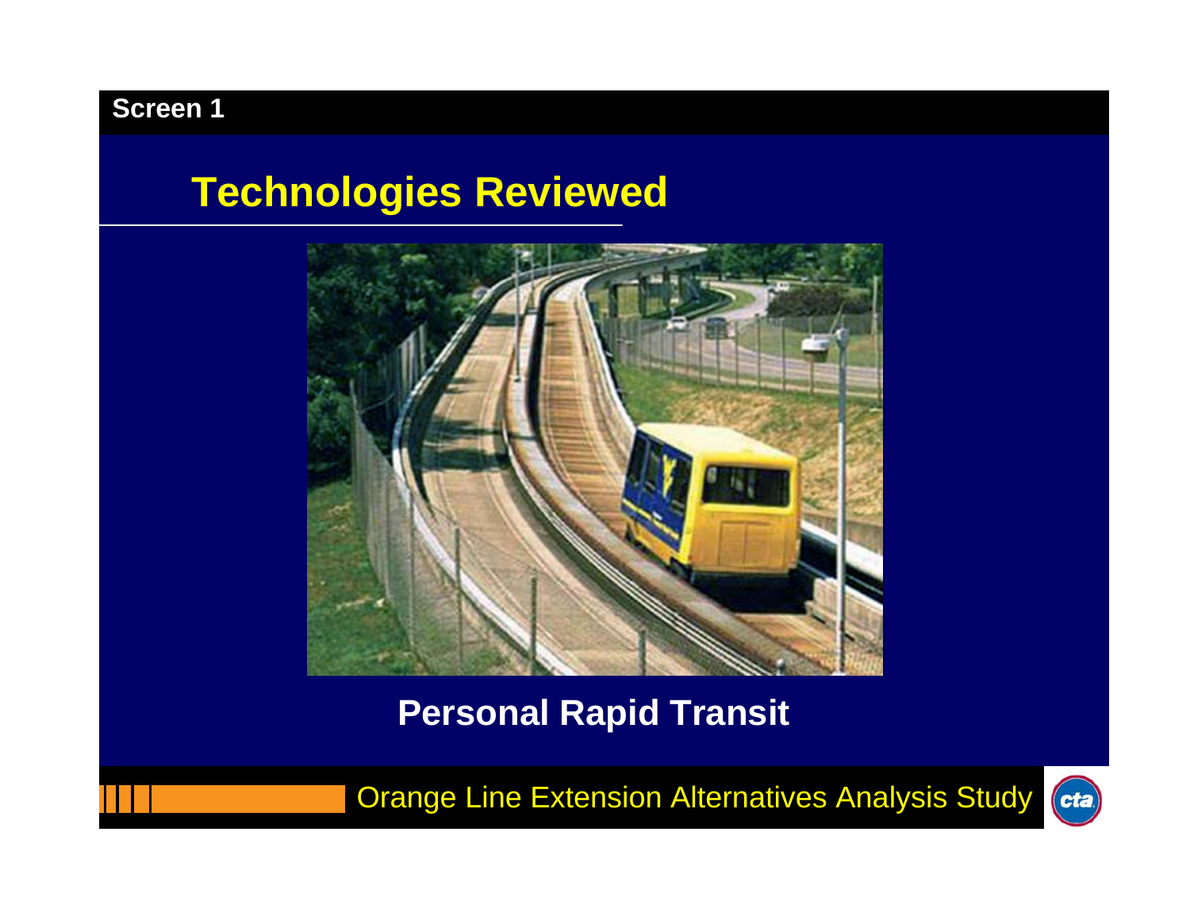Screen 1

## Technologies Reviewed

**Personal Rapid Transit**

Orange Line Extension Alternatives Analysis Study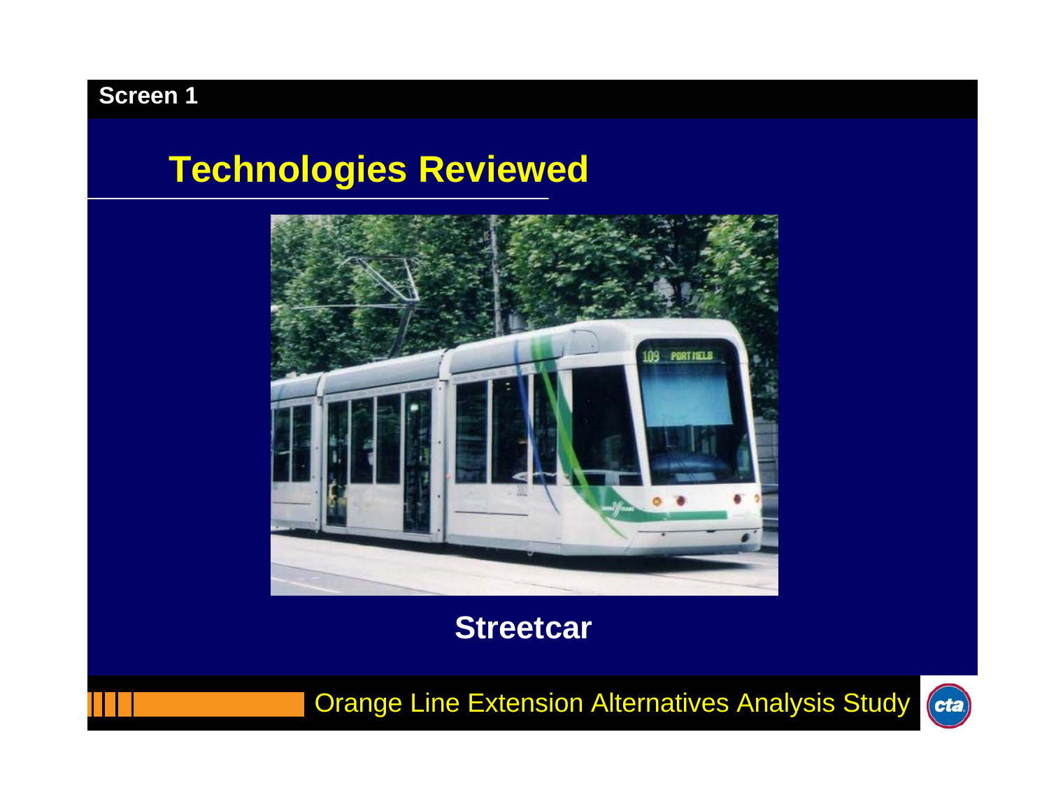Screen 1

# Technologies Reviewed

**Streetcar**

Orange Line Extension Alternatives Analysis Study